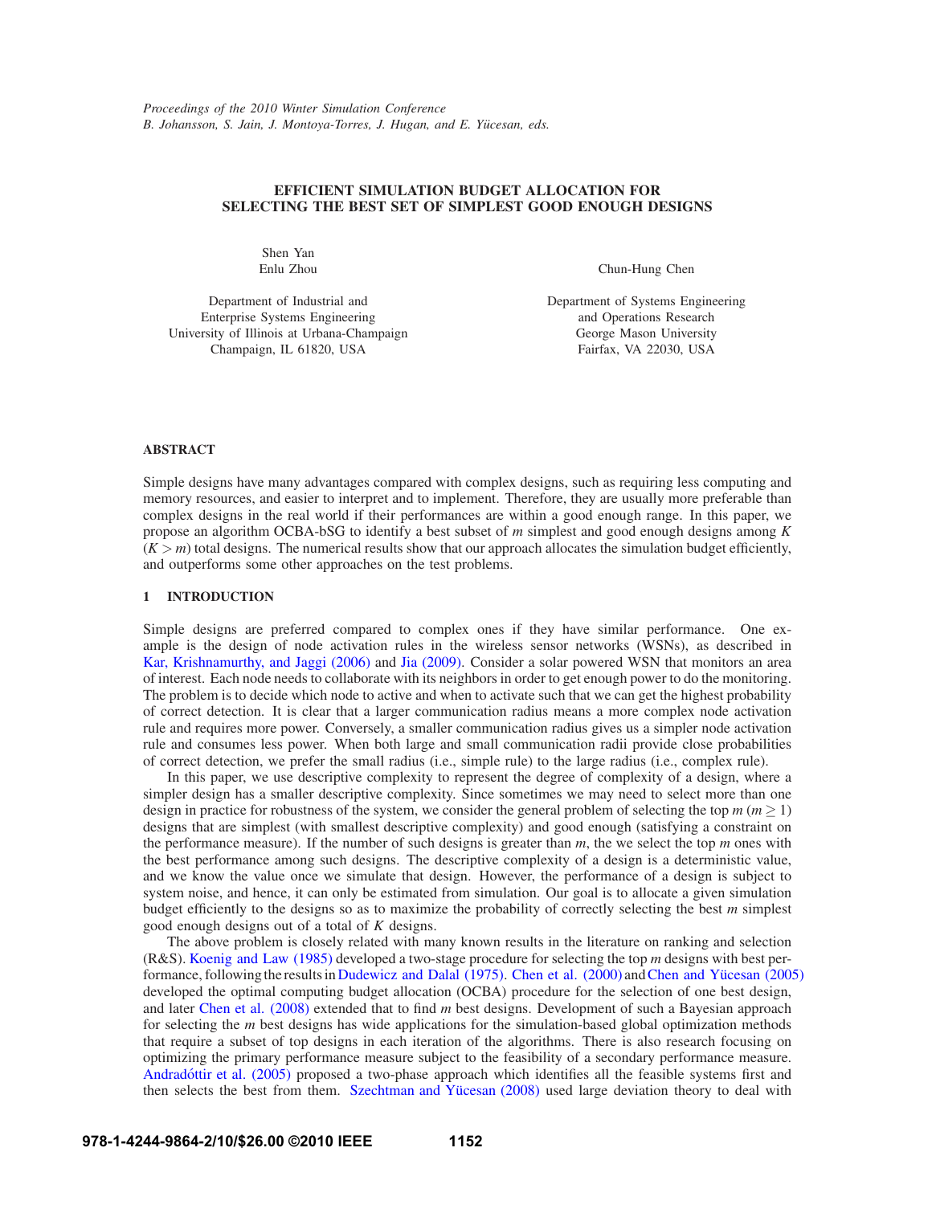Proceedings of the 2010 Winter Simulation Conference
B. Johansson, S. Jain, J. Montoya-Torres, J. Hugan, and E. Yücesan, eds.

# EFFICIENT SIMULATION BUDGET ALLOCATION FOR SELECTING THE BEST SET OF SIMPLEST GOOD ENOUGH DESIGNS

Shen Yan
Enlu Zhou

Department of Industrial and
Enterprise Systems Engineering
University of Illinois at Urbana-Champaign
Champaign, IL 61820, USA

Chun-Hung Chen

Department of Systems Engineering
and Operations Research
George Mason University
Fairfax, VA 22030, USA

## ABSTRACT

Simple designs have many advantages compared with complex designs, such as requiring less computing and memory resources, and easier to interpret and to implement. Therefore, they are usually more preferable than complex designs in the real world if their performances are within a good enough range. In this paper, we propose an algorithm OCBA-bSG to identify a best subset of $m$ simplest and good enough designs among $K$ ($K > m$) total designs. The numerical results show that our approach allocates the simulation budget efficiently, and outperforms some other approaches on the test problems.

## 1 INTRODUCTION

Simple designs are preferred compared to complex ones if they have similar performance. One example is the design of node activation rules in the wireless sensor networks (WSNs), as described in Kar, Krishnamurthy, and Jaggi (2006) and Jia (2009). Consider a solar powered WSN that monitors an area of interest. Each node needs to collaborate with its neighbors in order to get enough power to do the monitoring. The problem is to decide which node to active and when to activate such that we can get the highest probability of correct detection. It is clear that a larger communication radius means a more complex node activation rule and requires more power. Conversely, a smaller communication radius gives us a simpler node activation rule and consumes less power. When both large and small communication radii provide close probabilities of correct detection, we prefer the small radius (i.e., simple rule) to the large radius (i.e., complex rule).

In this paper, we use descriptive complexity to represent the degree of complexity of a design, where a simpler design has a smaller descriptive complexity. Since sometimes we may need to select more than one design in practice for robustness of the system, we consider the general problem of selecting the top $m$ ($m \geq 1$) designs that are simplest (with smallest descriptive complexity) and good enough (satisfying a constraint on the performance measure). If the number of such designs is greater than $m$, the we select the top $m$ ones with the best performance among such designs. The descriptive complexity of a design is a deterministic value, and we know the value once we simulate that design. However, the performance of a design is subject to system noise, and hence, it can only be estimated from simulation. Our goal is to allocate a given simulation budget efficiently to the designs so as to maximize the probability of correctly selecting the best $m$ simplest good enough designs out of a total of $K$ designs.

The above problem is closely related with many known results in the literature on ranking and selection (R&S). Koenig and Law (1985) developed a two-stage procedure for selecting the top $m$ designs with best performance, following the results in Dudewicz and Dalal (1975). Chen et al. (2000) and Chen and Yücesan (2005) developed the optimal computing budget allocation (OCBA) procedure for the selection of one best design, and later Chen et al. (2008) extended that to find $m$ best designs. Development of such a Bayesian approach for selecting the $m$ best designs has wide applications for the simulation-based global optimization methods that require a subset of top designs in each iteration of the algorithms. There is also research focusing on optimizing the primary performance measure subject to the feasibility of a secondary performance measure. Andradóttir et al. (2005) proposed a two-phase approach which identifies all the feasible systems first and then selects the best from them. Szechtman and Yücesan (2008) used large deviation theory to deal with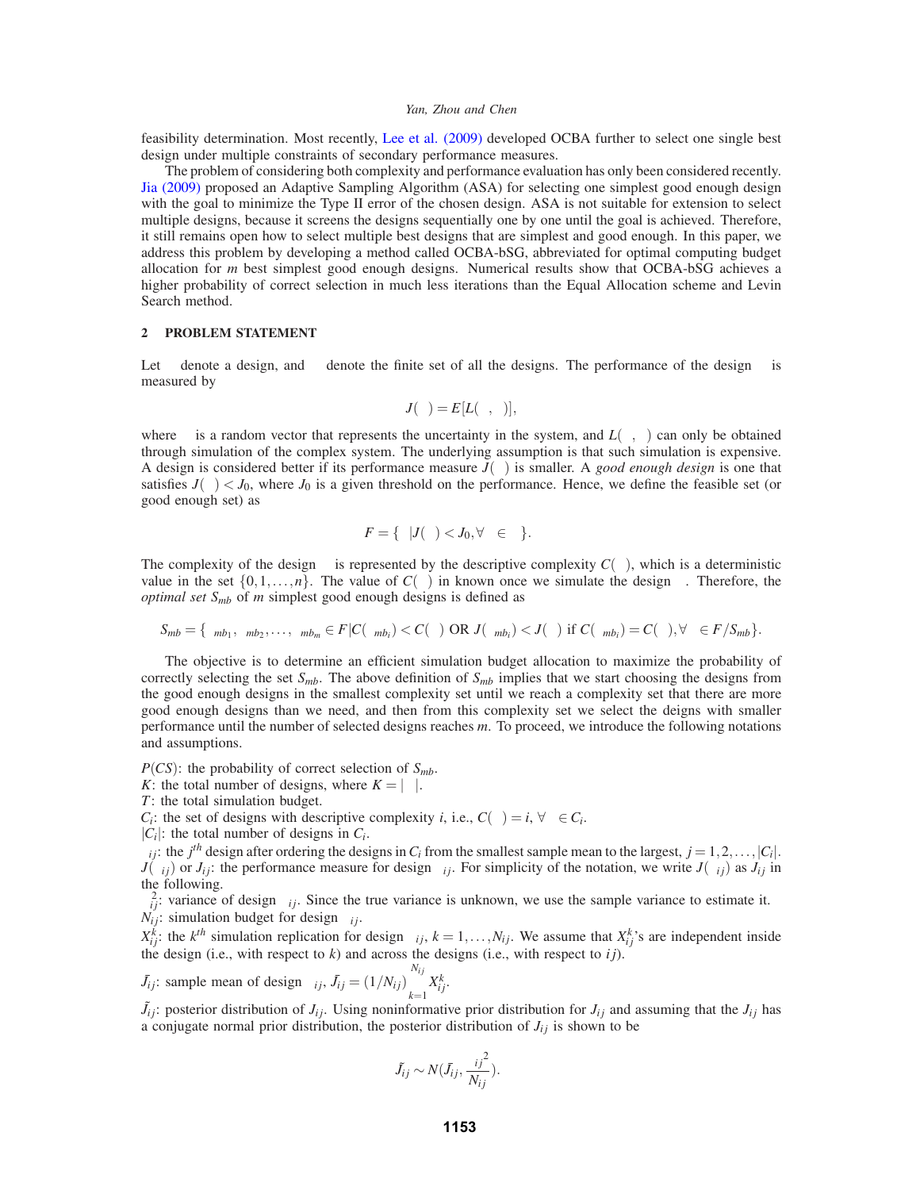feasibility determination. Most recently, Lee et al. (2009) developed OCBA further to select one single best design under multiple constraints of secondary performance measures.

The problem of considering both complexity and performance evaluation has only been considered recently. Jia (2009) proposed an Adaptive Sampling Algorithm (ASA) for selecting one simplest good enough design with the goal to minimize the Type II error of the chosen design. ASA is not suitable for extension to select multiple designs, because it screens the designs sequentially one by one until the goal is achieved. Therefore, it still remains open how to select multiple best designs that are simplest and good enough. In this paper, we address this problem by developing a method called OCBA-bSG, abbreviated for optimal computing budget allocation for *m* best simplest good enough designs. Numerical results show that OCBA-bSG achieves a higher probability of correct selection in much less iterations than the Equal Allocation scheme and Levin Search method.

## 2 PROBLEM STATEMENT

Let $\theta$ denote a design, and $\Theta$ denote the finite set of all the designs. The performance of the design $\theta$ is measured by

$$J(\theta) = E[L(\theta, \xi)],$$

where $\xi$ is a random vector that represents the uncertainty in the system, and $L(\theta, \xi)$ can only be obtained through simulation of the complex system. The underlying assumption is that such simulation is expensive. A design is considered better if its performance measure $J(\theta)$ is smaller. A *good enough design* is one that satisfies $J(\theta) < J_0$, where $J_0$ is a given threshold on the performance. Hence, we define the feasible set (or good enough set) as

$$F = \{\theta | J(\theta) < J_0, \forall \theta \in \Theta\}.$$

The complexity of the design $\theta$ is represented by the descriptive complexity $C(\theta)$, which is a deterministic value in the set $\{0, 1, \ldots, n\}$. The value of $C(\theta)$ in known once we simulate the design $\theta$. Therefore, the *optimal set* $S_{mb}$ of *m* simplest good enough designs is defined as

$$S_{mb} = \{\theta_{mb1}, \theta_{mb2}, \ldots, \theta_{mbm} \in F | C(\theta_{mbi}) < C(\theta) \text{ OR } J(\theta_{mbi}) < J(\theta) \text{ if } C(\theta_{mbi}) = C(\theta), \forall \theta \in F/S_{mb}\}.$$

The objective is to determine an efficient simulation budget allocation to maximize the probability of correctly selecting the set $S_{mb}$. The above definition of $S_{mb}$ implies that we start choosing the designs from the good enough designs in the smallest complexity set until we reach a complexity set that there are more good enough designs than we need, and then from this complexity set we select the deigns with smaller performance until the number of selected designs reaches *m*. To proceed, we introduce the following notations and assumptions.

$P(CS)$: the probability of correct selection of $S_{mb}$.
$K$: the total number of designs, where $K = |\Theta|$.
$T$: the total simulation budget.
$C_i$: the set of designs with descriptive complexity *i*, i.e., $C(\theta) = i, \forall \theta \in C_i$.
$|C_i|$: the total number of designs in $C_i$.
$\theta_{ij}$: the $j^{th}$ design after ordering the designs in $C_i$ from the smallest sample mean to the largest, $j = 1, 2, \ldots, |C_i|$.
$J(\theta_{ij})$ or $J_{ij}$: the performance measure for design $\theta_{ij}$. For simplicity of the notation, we write $J(\theta_{ij})$ as $J_{ij}$ in the following.
$\sigma_{ij}^2$: variance of design $\theta_{ij}$. Since the true variance is unknown, we use the sample variance to estimate it.
$N_{ij}$: simulation budget for design $\theta_{ij}$.
$X_{ij}^k$: the $k^{th}$ simulation replication for design $\theta_{ij}$, $k = 1, \ldots, N_{ij}$. We assume that $X_{ij}^k$'s are independent inside the design (i.e., with respect to $k$) and across the designs (i.e., with respect to $ij$).
$\bar{J}_{ij}$: sample mean of design $\theta_{ij}$, $\bar{J}_{ij} = (1/N_{ij}) \sum_{k=1}^{N_{ij}} X_{ij}^k$.
$\tilde{J}_{ij}$: posterior distribution of $J_{ij}$. Using noninformative prior distribution for $J_{ij}$ and assuming that the $J_{ij}$ has a conjugate normal prior distribution, the posterior distribution of $J_{ij}$ is shown to be

$$\tilde{J}_{ij} \sim N(\bar{J}_{ij}, \frac{\sigma_{ij}^2}{N_{ij}}).$$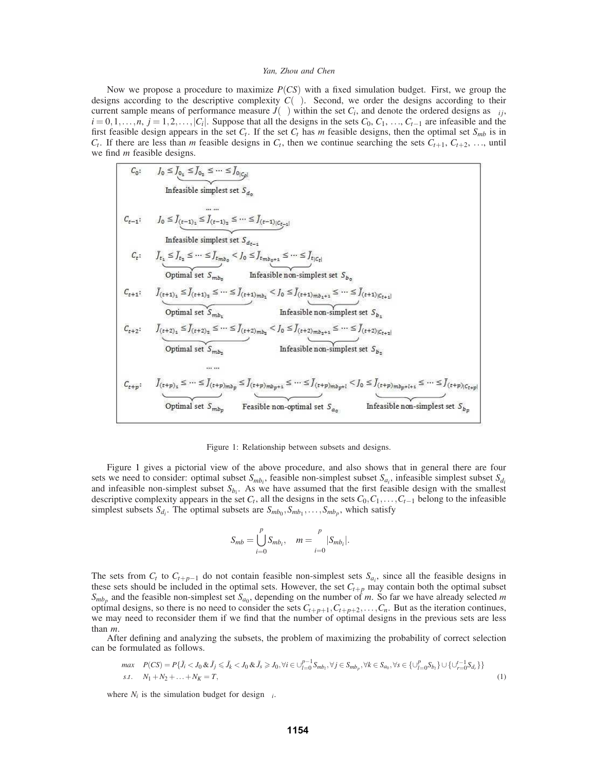Now we propose a procedure to maximize $P(CS)$ with a fixed simulation budget. First, we group the designs according to the descriptive complexity $C(\cdot)$. Second, we order the designs according to their current sample means of performance measure $J(\cdot)$ within the set $C_i$, and denote the ordered designs as $\theta_{ij}$, $i = 0, 1, \ldots, n$, $j = 1, 2, \ldots, |C_i|$. Suppose that all the designs in the sets $C_0, C_1, \ldots, C_{t-1}$ are infeasible and the first feasible design appears in the set $C_t$. If the set $C_t$ has $m$ feasible designs, then the optimal set $S_{mb}$ is in $C_t$. If there are less than $m$ feasible designs in $C_t$, then we continue searching the sets $C_{t+1}, C_{t+2}, \ldots$, until we find $m$ feasible designs.

$C_0$: $J_0 \le \bar{J}_{0_1} \le \bar{J}_{0_2} \le \cdots \le \bar{J}_{0|C_0|}$ — Infeasible simplest set $S_{d_0}$

……

$C_{t-1}$: $J_0 \le \bar{J}_{(t-1)_1} \le \bar{J}_{(t-1)_2} \le \cdots \le \bar{J}_{(t-1)|C_{t-1}|}$ — Infeasible simplest set $S_{d_{t-1}}$

$C_t$: $\underbrace{\bar{J}_{t_1} \le \bar{J}_{t_2} \le \cdots \le \bar{J}_{t_{mb_0}}}_{\text{Optimal set } S_{mb_0}} < J_0 \le \underbrace{\bar{J}_{t_{mb_0+1}} \le \cdots \le \bar{J}_{t|C_t|}}_{\text{Infeasible non-simplest set } S_{b_0}}$

$C_{t+1}$: $\underbrace{\bar{J}_{(t+1)_1} \le \bar{J}_{(t+1)_2} \le \cdots \le \bar{J}_{(t+1)_{mb_1}}}_{\text{Optimal set } S_{mb_1}} < J_0 \le \underbrace{\bar{J}_{(t+1)_{mb_1+1}} \le \cdots \le \bar{J}_{(t+1)|C_{t+1}|}}_{\text{Infeasible non-simplest set } S_{b_1}}$

$C_{t+2}$: $\underbrace{\bar{J}_{(t+2)_1} \le \bar{J}_{(t+2)_2} \le \cdots \le \bar{J}_{(t+2)_{mb_2}}}_{\text{Optimal set } S_{mb_2}} < J_0 \le \underbrace{\bar{J}_{(t+2)_{mb_2+1}} \le \cdots \le \bar{J}_{(t+2)|C_{t+2}|}}_{\text{Infeasible non-simplest set } S_{b_2}}$

……

$C_{t+p}$: $\underbrace{\bar{J}_{(t+p)_1} \le \cdots \le \bar{J}_{(t+p)_{mb_p}}}_{\text{Optimal set } S_{mb_p}} \le \underbrace{\bar{J}_{(t+p)_{mb_p+1}} \le \cdots \le \bar{J}_{(t+p)_{mb_p+l}}}_{\text{Feasible non-optimal set } S_{a_0}} < J_0 \le \underbrace{\bar{J}_{(t+p)_{mb_p+l+1}} \le \cdots \le \bar{J}_{(t+p)|C_{t+p}|}}_{\text{Infeasible non-simplest set } S_{b_p}}$

Figure 1: Relationship between subsets and designs.

Figure 1 gives a pictorial view of the above procedure, and also shows that in general there are four sets we need to consider: optimal subset $S_{mb_i}$, feasible non-simplest subset $S_{a_i}$, infeasible simplest subset $S_{d_i}$ and infeasible non-simplest subset $S_{b_i}$. As we have assumed that the first feasible design with the smallest descriptive complexity appears in the set $C_t$, all the designs in the sets $C_0, C_1, \ldots, C_{t-1}$ belong to the infeasible simplest subsets $S_{d_i}$. The optimal subsets are $S_{mb_0}, S_{mb_1}, \ldots, S_{mb_p}$, which satisfy

$$S_{mb} = \bigcup_{i=0}^{p} S_{mb_i}, \quad m = \sum_{i=0}^{p} |S_{mb_i}|.$$

The sets from $C_t$ to $C_{t+p-1}$ do not contain feasible non-simplest sets $S_{a_i}$, since all the feasible designs in these sets should be included in the optimal sets. However, the set $C_{t+p}$ may contain both the optimal subset $S_{mb_p}$ and the feasible non-simplest set $S_{a_0}$, depending on the number of $m$. So far we have already selected $m$ optimal designs, so there is no need to consider the sets $C_{t+p+1}, C_{t+p+2}, \ldots, C_n$. But as the iteration continues, we may need to reconsider them if we find that the number of optimal designs in the previous sets are less than $m$.

After defining and analyzing the subsets, the problem of maximizing the probability of correct selection can be formulated as follows.

$$\begin{aligned}
\max \quad & P(CS) = P\{\tilde{J}_i < J_0 \,\&\, \tilde{J}_j \leqslant \tilde{J}_k < J_0 \,\&\, \tilde{J}_s \geqslant J_0, \forall i \in \cup_{l=0}^{p-1} S_{mb_l}, \forall j \in S_{mb_p}, \forall k \in S_{a_0}, \forall s \in \{\cup_{l=0}^{p} S_{b_l}\} \cup \{\cup_{r=0}^{t-1} S_{d_r}\}\} \\
s.t. \quad & N_1 + N_2 + \ldots + N_K = T,
\end{aligned} \tag{1}$$

where $N_i$ is the simulation budget for design $\theta_i$.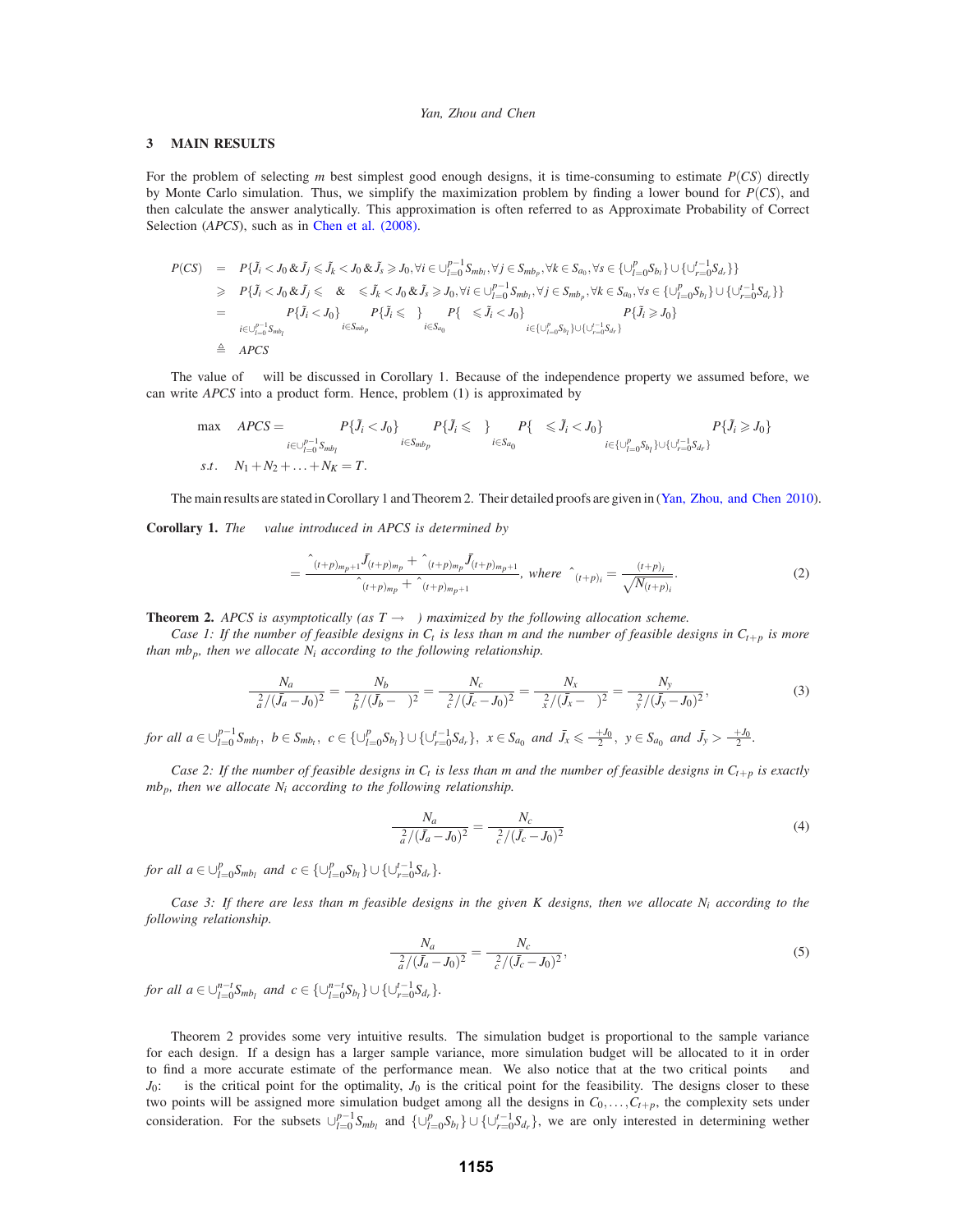## 3 MAIN RESULTS

For the problem of selecting $m$ best simplest good enough designs, it is time-consuming to estimate $P(CS)$ directly by Monte Carlo simulation. Thus, we simplify the maximization problem by finding a lower bound for $P(CS)$, and then calculate the answer analytically. This approximation is often referred to as Approximate Probability of Correct Selection (*APCS*), such as in Chen et al. (2008).

$$
\begin{aligned}
P(CS) &= P\{\tilde{J}_i < J_0 \,\&\, \tilde{J}_j \leqslant \tilde{J}_k < J_0 \,\&\, \tilde{J}_s \geqslant J_0, \forall i \in \cup_{l=0}^{p-1} S_{mb_l}, \forall j \in S_{mb_p}, \forall k \in S_{a_0}, \forall s \in \{\cup_{l=0}^{p} S_{b_l}\} \cup \{\cup_{r=0}^{t-1} S_{d_r}\}\} \\
&\geqslant P\{\tilde{J}_i < J_0 \,\&\, \tilde{J}_j \leqslant \theta \,\&\, \theta \leqslant \tilde{J}_k < J_0 \,\&\, \tilde{J}_s \geqslant J_0, \forall i \in \cup_{l=0}^{p-1} S_{mb_l}, \forall j \in S_{mb_p}, \forall k \in S_{a_0}, \forall s \in \{\cup_{l=0}^{p} S_{b_l}\} \cup \{\cup_{r=0}^{t-1} S_{d_r}\}\} \\
&= \prod_{i \in \cup_{l=0}^{p-1} S_{mb_l}} P\{\tilde{J}_i < J_0\} \prod_{i \in S_{mb_p}} P\{\tilde{J}_i \leqslant \theta\} \prod_{i \in S_{a_0}} P\{\theta \leqslant \tilde{J}_i < J_0\} \prod_{i \in \{\cup_{l=0}^{p} S_{b_l}\} \cup \{\cup_{r=0}^{t-1} S_{d_r}\}} P\{\tilde{J}_i \geqslant J_0\} \\
&\triangleq APCS
\end{aligned}
$$

The value of $\theta$ will be discussed in Corollary 1. Because of the independence property we assumed before, we can write *APCS* into a product form. Hence, problem (1) is approximated by

$$
\begin{aligned}
\max \quad & APCS = \prod_{i \in \cup_{l=0}^{p-1} S_{mb_l}} P\{\tilde{J}_i < J_0\} \prod_{i \in S_{mb_p}} P\{\tilde{J}_i \leqslant \theta\} \prod_{i \in S_{a_0}} P\{\theta \leqslant \tilde{J}_i < J_0\} \prod_{i \in \{\cup_{l=0}^{p} S_{b_l}\} \cup \{\cup_{r=0}^{t-1} S_{d_r}\}} P\{\tilde{J}_i \geqslant J_0\} \\
s.t. \quad & N_1 + N_2 + \ldots + N_K = T.
\end{aligned}
$$

The main results are stated in Corollary 1 and Theorem 2. Their detailed proofs are given in (Yan, Zhou, and Chen 2010).

**Corollary 1.** *The $\theta$ value introduced in APCS is determined by*

$$
\theta = \frac{\hat{\sigma}_{(t+p)_{mp+1}} \bar{J}_{(t+p)_{mp}} + \hat{\sigma}_{(t+p)_{mp}} \bar{J}_{(t+p)_{mp+1}}}{\hat{\sigma}_{(t+p)_{mp}} + \hat{\sigma}_{(t+p)_{mp+1}}}, \text{ where } \hat{\sigma}_{(t+p)_i} = \frac{\sigma_{(t+p)_i}}{\sqrt{N_{(t+p)_i}}}. \tag{2}
$$

**Theorem 2.** *APCS is asymptotically (as $T \to \infty$) maximized by the following allocation scheme.*

*Case 1: If the number of feasible designs in $C_t$ is less than $m$ and the number of feasible designs in $C_{t+p}$ is more than $mb_p$, then we allocate $N_i$ according to the following relationship.*

$$
\frac{N_a}{\sigma_a^2/(\bar{J}_a - J_0)^2} = \frac{N_b}{\sigma_b^2/(\bar{J}_b - \theta)^2} = \frac{N_c}{\sigma_c^2/(\bar{J}_c - J_0)^2} = \frac{N_x}{\sigma_x^2/(\bar{J}_x - \theta)^2} = \frac{N_y}{\sigma_y^2/(\bar{J}_y - J_0)^2}, \tag{3}
$$

*for all $a \in \cup_{l=0}^{p-1} S_{mb_l}$, $b \in S_{mb_t}$, $c \in \{\cup_{l=0}^{p} S_{b_l}\} \cup \{\cup_{r=0}^{t-1} S_{d_r}\}$, $x \in S_{a_0}$ and $\bar{J}_x \leqslant \frac{\theta + J_0}{2}$, $y \in S_{a_0}$ and $\bar{J}_y > \frac{\theta + J_0}{2}$.*

*Case 2: If the number of feasible designs in $C_t$ is less than $m$ and the number of feasible designs in $C_{t+p}$ is exactly $mb_p$, then we allocate $N_i$ according to the following relationship.*

$$
\frac{N_a}{\sigma_a^2/(\bar{J}_a - J_0)^2} = \frac{N_c}{\sigma_c^2/(\bar{J}_c - J_0)^2} \tag{4}
$$

*for all $a \in \cup_{l=0}^{p} S_{mb_l}$ and $c \in \{\cup_{l=0}^{p} S_{b_l}\} \cup \{\cup_{r=0}^{t-1} S_{d_r}\}$.*

*Case 3: If there are less than $m$ feasible designs in the given $K$ designs, then we allocate $N_i$ according to the following relationship.*

$$
\frac{N_a}{\sigma_a^2/(\bar{J}_a - J_0)^2} = \frac{N_c}{\sigma_c^2/(\bar{J}_c - J_0)^2}, \tag{5}
$$

*for all $a \in \cup_{l=0}^{n-t} S_{mb_l}$ and $c \in \{\cup_{l=0}^{n-t} S_{b_l}\} \cup \{\cup_{r=0}^{t-1} S_{d_r}\}$.*

Theorem 2 provides some very intuitive results. The simulation budget is proportional to the sample variance for each design. If a design has a larger sample variance, more simulation budget will be allocated to it in order to find a more accurate estimate of the performance mean. We also notice that at the two critical points $\theta$ and $J_0$: $\theta$ is the critical point for the optimality, $J_0$ is the critical point for the feasibility. The designs closer to these two points will be assigned more simulation budget among all the designs in $C_0, \ldots, C_{t+p}$, the complexity sets under consideration. For the subsets $\cup_{l=0}^{p-1} S_{mb_l}$ and $\{\cup_{l=0}^{p} S_{b_l}\} \cup \{\cup_{r=0}^{t-1} S_{d_r}\}$, we are only interested in determining wether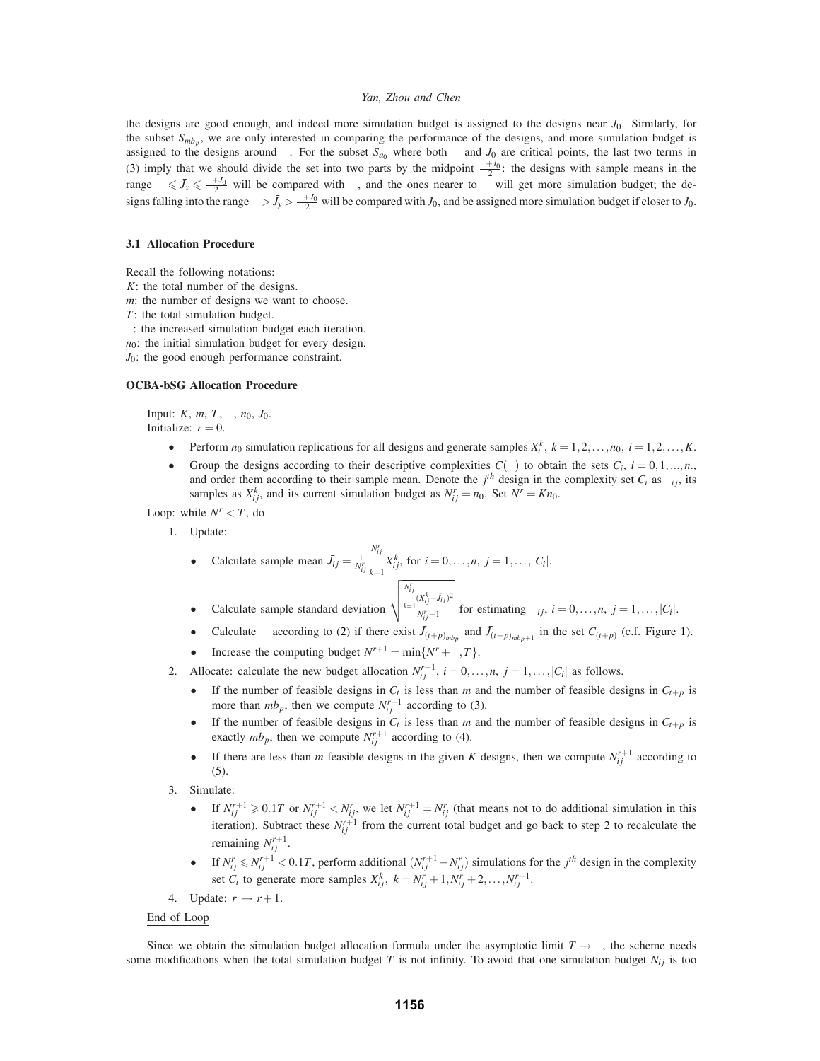the designs are good enough, and indeed more simulation budget is assigned to the designs near $J_0$. Similarly, for the subset $S_{mb_p}$, we are only interested in comparing the performance of the designs, and more simulation budget is assigned to the designs around . For the subset $S_{a_0}$ where both and $J_0$ are critical points, the last two terms in (3) imply that we should divide the set into two parts by the midpoint $\frac{\ +J_0}{2}$: the designs with sample means in the range $\ \leqslant \bar{J}_x \leqslant \frac{\ +J_0}{2}$ will be compared with , and the ones nearer to will get more simulation budget; the designs falling into the range $\ > \bar{J}_y > \frac{\ +J_0}{2}$ will be compared with $J_0$, and be assigned more simulation budget if closer to $J_0$.

### 3.1 Allocation Procedure

Recall the following notations:
$K$: the total number of the designs.
$m$: the number of designs we want to choose.
$T$: the total simulation budget.
: the increased simulation budget each iteration.
$n_0$: the initial simulation budget for every design.
$J_0$: the good enough performance constraint.

**OCBA-bSG Allocation Procedure**

Input: $K$, $m$, $T$, , $n_0$, $J_0$.
Initialize: $r = 0$.

- Perform $n_0$ simulation replications for all designs and generate samples $X_i^k$, $k = 1, 2, \ldots, n_0$, $i = 1, 2, \ldots, K$.
- Group the designs according to their descriptive complexities $C(\ )$ to obtain the sets $C_i$, $i = 0, 1, ..., n$., and order them according to their sample mean. Denote the $j^{th}$ design in the complexity set $C_i$ as $\ _{ij}$, its samples as $X_{ij}^k$, and its current simulation budget as $N_{ij}^r = n_0$. Set $N^r = Kn_0$.

Loop: while $N^r < T$, do

1. Update:
   - Calculate sample mean $\bar{J}_{ij} = \frac{1}{N_{ij}^r} \sum_{k=1}^{N_{ij}^r} X_{ij}^k$, for $i = 0, \ldots, n$, $j = 1, \ldots, |C_i|$.
   - Calculate sample standard deviation $\sqrt{\frac{\sum_{k=1}^{N_{ij}^r} (X_{ij}^k - \bar{J}_{ij})^2}{N_{ij}^r - 1}}$ for estimating $\ _{ij}$, $i = 0, \ldots, n$, $j = 1, \ldots, |C_i|$.
   - Calculate according to (2) if there exist $\bar{J}_{(t+p)_{mb_p}}$ and $\bar{J}_{(t+p)_{mb_p+1}}$ in the set $C_{(t+p)}$ (c.f. Figure 1).
   - Increase the computing budget $N^{r+1} = \min\{N^r + \ , T\}$.
2. Allocate: calculate the new budget allocation $N_{ij}^{r+1}$, $i = 0, \ldots, n$, $j = 1, \ldots, |C_i|$ as follows.
   - If the number of feasible designs in $C_t$ is less than $m$ and the number of feasible designs in $C_{t+p}$ is more than $mb_p$, then we compute $N_{ij}^{r+1}$ according to (3).
   - If the number of feasible designs in $C_t$ is less than $m$ and the number of feasible designs in $C_{t+p}$ is exactly $mb_p$, then we compute $N_{ij}^{r+1}$ according to (4).
   - If there are less than $m$ feasible designs in the given $K$ designs, then we compute $N_{ij}^{r+1}$ according to (5).
3. Simulate:
   - If $N_{ij}^{r+1} \geqslant 0.1T$ or $N_{ij}^{r+1} < N_{ij}^r$, we let $N_{ij}^{r+1} = N_{ij}^r$ (that means not to do additional simulation in this iteration). Subtract these $N_{ij}^{r+1}$ from the current total budget and go back to step 2 to recalculate the remaining $N_{ij}^{r+1}$.
   - If $N_{ij}^r \leqslant N_{ij}^{r+1} < 0.1T$, perform additional $(N_{ij}^{r+1} - N_{ij}^r)$ simulations for the $j^{th}$ design in the complexity set $C_i$ to generate more samples $X_{ij}^k$, $k = N_{ij}^r + 1, N_{ij}^r + 2, \ldots, N_{ij}^{r+1}$.
4. Update: $r \rightarrow r + 1$.

End of Loop

Since we obtain the simulation budget allocation formula under the asymptotic limit $T \rightarrow$ , the scheme needs some modifications when the total simulation budget $T$ is not infinity. To avoid that one simulation budget $N_{ij}$ is too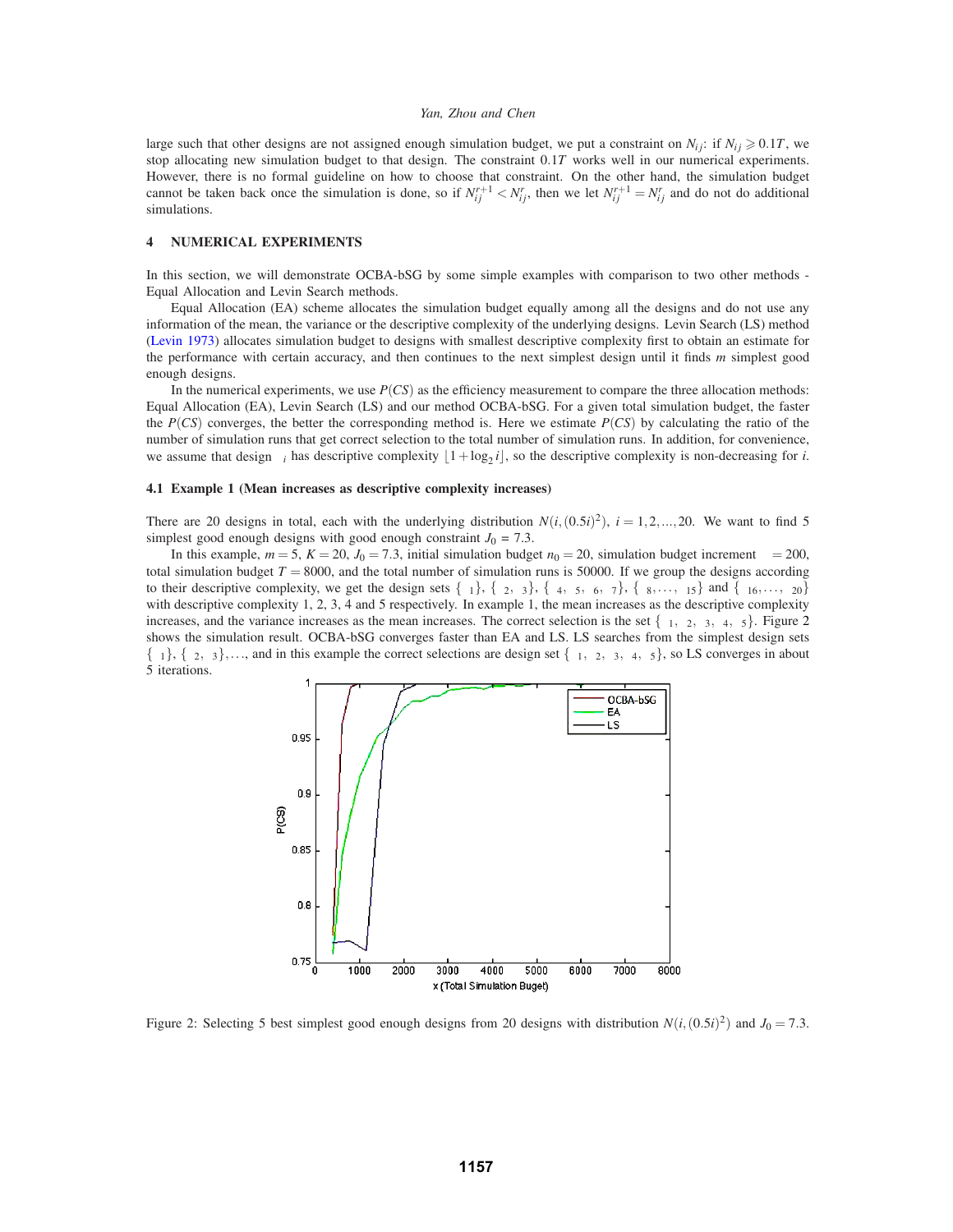large such that other designs are not assigned enough simulation budget, we put a constraint on $N_{ij}$: if $N_{ij} \geqslant 0.1T$, we stop allocating new simulation budget to that design. The constraint $0.1T$ works well in our numerical experiments. However, there is no formal guideline on how to choose that constraint. On the other hand, the simulation budget cannot be taken back once the simulation is done, so if $N_{ij}^{r+1} < N_{ij}^{r}$, then we let $N_{ij}^{r+1} = N_{ij}^{r}$ and do not do additional simulations.

## 4 NUMERICAL EXPERIMENTS

In this section, we will demonstrate OCBA-bSG by some simple examples with comparison to two other methods - Equal Allocation and Levin Search methods.

Equal Allocation (EA) scheme allocates the simulation budget equally among all the designs and do not use any information of the mean, the variance or the descriptive complexity of the underlying designs. Levin Search (LS) method (Levin 1973) allocates simulation budget to designs with smallest descriptive complexity first to obtain an estimate for the performance with certain accuracy, and then continues to the next simplest design until it finds $m$ simplest good enough designs.

In the numerical experiments, we use $P(CS)$ as the efficiency measurement to compare the three allocation methods: Equal Allocation (EA), Levin Search (LS) and our method OCBA-bSG. For a given total simulation budget, the faster the $P(CS)$ converges, the better the corresponding method is. Here we estimate $P(CS)$ by calculating the ratio of the number of simulation runs that get correct selection to the total number of simulation runs. In addition, for convenience, we assume that design $\theta_i$ has descriptive complexity $\lfloor 1+\log_2 i \rfloor$, so the descriptive complexity is non-decreasing for $i$.

### 4.1 Example 1 (Mean increases as descriptive complexity increases)

There are 20 designs in total, each with the underlying distribution $N(i,(0.5i)^2)$, $i = 1,2,...,20$. We want to find 5 simplest good enough designs with good enough constraint $J_0$ = 7.3.

In this example, $m = 5$, $K = 20$, $J_0 = 7.3$, initial simulation budget $n_0 = 20$, simulation budget increment $\Delta = 200$, total simulation budget $T = 8000$, and the total number of simulation runs is 50000. If we group the designs according to their descriptive complexity, we get the design sets $\{\theta_1\}$, $\{\theta_2, \theta_3\}$, $\{\theta_4, \theta_5, \theta_6, \theta_7\}$, $\{\theta_8, \ldots, \theta_{15}\}$ and $\{\theta_{16}, \ldots, \theta_{20}\}$ with descriptive complexity 1, 2, 3, 4 and 5 respectively. In example 1, the mean increases as the descriptive complexity increases, and the variance increases as the mean increases. The correct selection is the set $\{\theta_1, \theta_2, \theta_3, \theta_4, \theta_5\}$. Figure 2 shows the simulation result. OCBA-bSG converges faster than EA and LS. LS searches from the simplest design sets $\{\theta_1\}$, $\{\theta_2, \theta_3\}$, ..., and in this example the correct selections are design set $\{\theta_1, \theta_2, \theta_3, \theta_4, \theta_5\}$, so LS converges in about 5 iterations.

Figure 2: Selecting 5 best simplest good enough designs from 20 designs with distribution $N(i,(0.5i)^2)$ and $J_0 = 7.3$.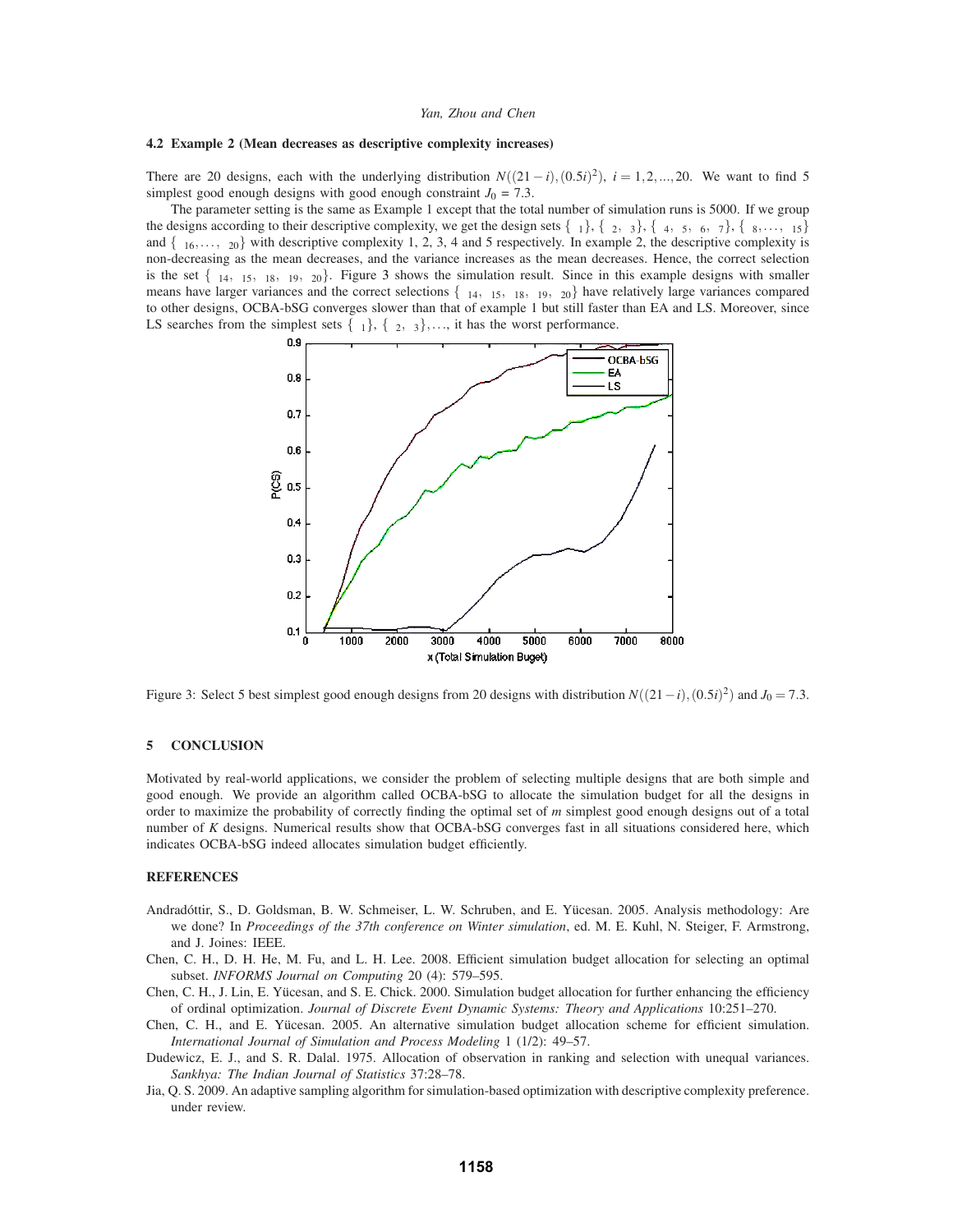### 4.2 Example 2 (Mean decreases as descriptive complexity increases)

There are 20 designs, each with the underlying distribution $N((21-i),(0.5i)^2)$, $i = 1,2,...,20$. We want to find 5 simplest good enough designs with good enough constraint $J_0 = 7.3$.

The parameter setting is the same as Example 1 except that the total number of simulation runs is 5000. If we group the designs according to their descriptive complexity, we get the design sets $\{\theta_1\}$, $\{\theta_2, \theta_3\}$, $\{\theta_4, \theta_5, \theta_6, \theta_7\}$, $\{\theta_8, \cdots, \theta_{15}\}$ and $\{\theta_{16}, \ldots, \theta_{20}\}$ with descriptive complexity 1, 2, 3, 4 and 5 respectively. In example 2, the descriptive complexity is non-decreasing as the mean decreases, and the variance increases as the mean decreases. Hence, the correct selection is the set $\{\theta_{14}, \theta_{15}, \theta_{18}, \theta_{19}, \theta_{20}\}$. Figure 3 shows the simulation result. Since in this example designs with smaller means have larger variances and the correct selections $\{\theta_{14}, \theta_{15}, \theta_{18}, \theta_{19}, \theta_{20}\}$ have relatively large variances compared to other designs, OCBA-bSG converges slower than that of example 1 but still faster than EA and LS. Moreover, since LS searches from the simplest sets $\{\theta_1\}$, $\{\theta_2, \theta_3\}$, ..., it has the worst performance.

Figure 3: Select 5 best simplest good enough designs from 20 designs with distribution $N((21-i),(0.5i)^2)$ and $J_0 = 7.3$.

## 5 CONCLUSION

Motivated by real-world applications, we consider the problem of selecting multiple designs that are both simple and good enough. We provide an algorithm called OCBA-bSG to allocate the simulation budget for all the designs in order to maximize the probability of correctly finding the optimal set of $m$ simplest good enough designs out of a total number of $K$ designs. Numerical results show that OCBA-bSG converges fast in all situations considered here, which indicates OCBA-bSG indeed allocates simulation budget efficiently.

## REFERENCES

Andradóttir, S., D. Goldsman, B. W. Schmeiser, L. W. Schruben, and E. Yücesan. 2005. Analysis methodology: Are we done? In *Proceedings of the 37th conference on Winter simulation*, ed. M. E. Kuhl, N. Steiger, F. Armstrong, and J. Joines: IEEE.

Chen, C. H., D. H. He, M. Fu, and L. H. Lee. 2008. Efficient simulation budget allocation for selecting an optimal subset. *INFORMS Journal on Computing* 20 (4): 579–595.

Chen, C. H., J. Lin, E. Yücesan, and S. E. Chick. 2000. Simulation budget allocation for further enhancing the efficiency of ordinal optimization. *Journal of Discrete Event Dynamic Systems: Theory and Applications* 10:251–270.

Chen, C. H., and E. Yücesan. 2005. An alternative simulation budget allocation scheme for efficient simulation. *International Journal of Simulation and Process Modeling* 1 (1/2): 49–57.

Dudewicz, E. J., and S. R. Dalal. 1975. Allocation of observation in ranking and selection with unequal variances. *Sankhya: The Indian Journal of Statistics* 37:28–78.

Jia, Q. S. 2009. An adaptive sampling algorithm for simulation-based optimization with descriptive complexity preference. under review.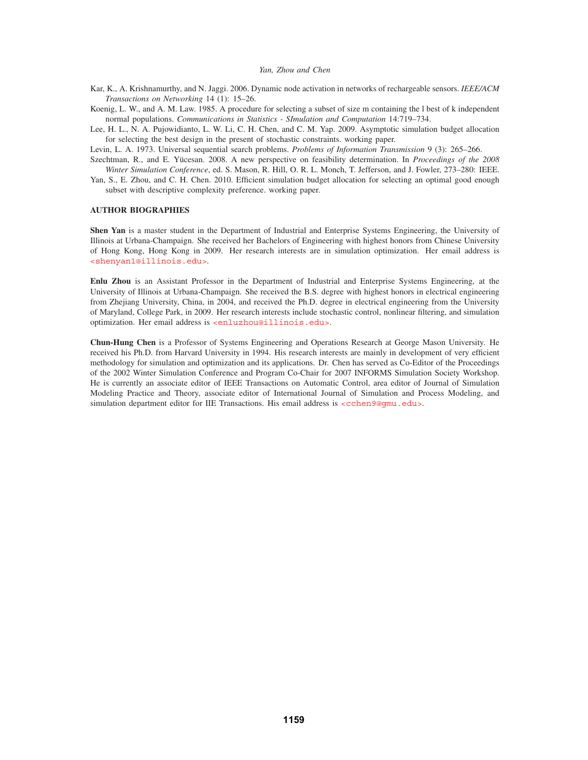Kar, K., A. Krishnamurthy, and N. Jaggi. 2006. Dynamic node activation in networks of rechargeable sensors. *IEEE/ACM Transactions on Networking* 14 (1): 15–26.

Koenig, L. W., and A. M. Law. 1985. A procedure for selecting a subset of size m containing the l best of k independent normal populations. *Communications in Statistics - SImulation and Computation* 14:719–734.

Lee, H. L., N. A. Pujowidianto, L. W. Li, C. H. Chen, and C. M. Yap. 2009. Asymptotic simulation budget allocation for selecting the best design in the present of stochastic constraints. working paper.

Levin, L. A. 1973. Universal sequential search problems. *Problems of Information Transmission* 9 (3): 265–266.

Szechtman, R., and E. Yücesan. 2008. A new perspective on feasibility determination. In *Proceedings of the 2008 Winter Simulation Conference*, ed. S. Mason, R. Hill, O. R. L. Monch, T. Jefferson, and J. Fowler, 273–280: IEEE.

Yan, S., E. Zhou, and C. H. Chen. 2010. Efficient simulation budget allocation for selecting an optimal good enough subset with descriptive complexity preference. working paper.

## AUTHOR BIOGRAPHIES

**Shen Yan** is a master student in the Department of Industrial and Enterprise Systems Engineering, the University of Illinois at Urbana-Champaign. She received her Bachelors of Engineering with highest honors from Chinese University of Hong Kong, Hong Kong in 2009. Her research interests are in simulation optimization. Her email address is <shenyan1@illinois.edu>.

**Enlu Zhou** is an Assistant Professor in the Department of Industrial and Enterprise Systems Engineering, at the University of Illinois at Urbana-Champaign. She received the B.S. degree with highest honors in electrical engineering from Zhejiang University, China, in 2004, and received the Ph.D. degree in electrical engineering from the University of Maryland, College Park, in 2009. Her research interests include stochastic control, nonlinear filtering, and simulation optimization. Her email address is <enluzhou@illinois.edu>.

**Chun-Hung Chen** is a Professor of Systems Engineering and Operations Research at George Mason University. He received his Ph.D. from Harvard University in 1994. His research interests are mainly in development of very efficient methodology for simulation and optimization and its applications. Dr. Chen has served as Co-Editor of the Proceedings of the 2002 Winter Simulation Conference and Program Co-Chair for 2007 INFORMS Simulation Society Workshop. He is currently an associate editor of IEEE Transactions on Automatic Control, area editor of Journal of Simulation Modeling Practice and Theory, associate editor of International Journal of Simulation and Process Modeling, and simulation department editor for IIE Transactions. His email address is <cchen9@gmu.edu>.